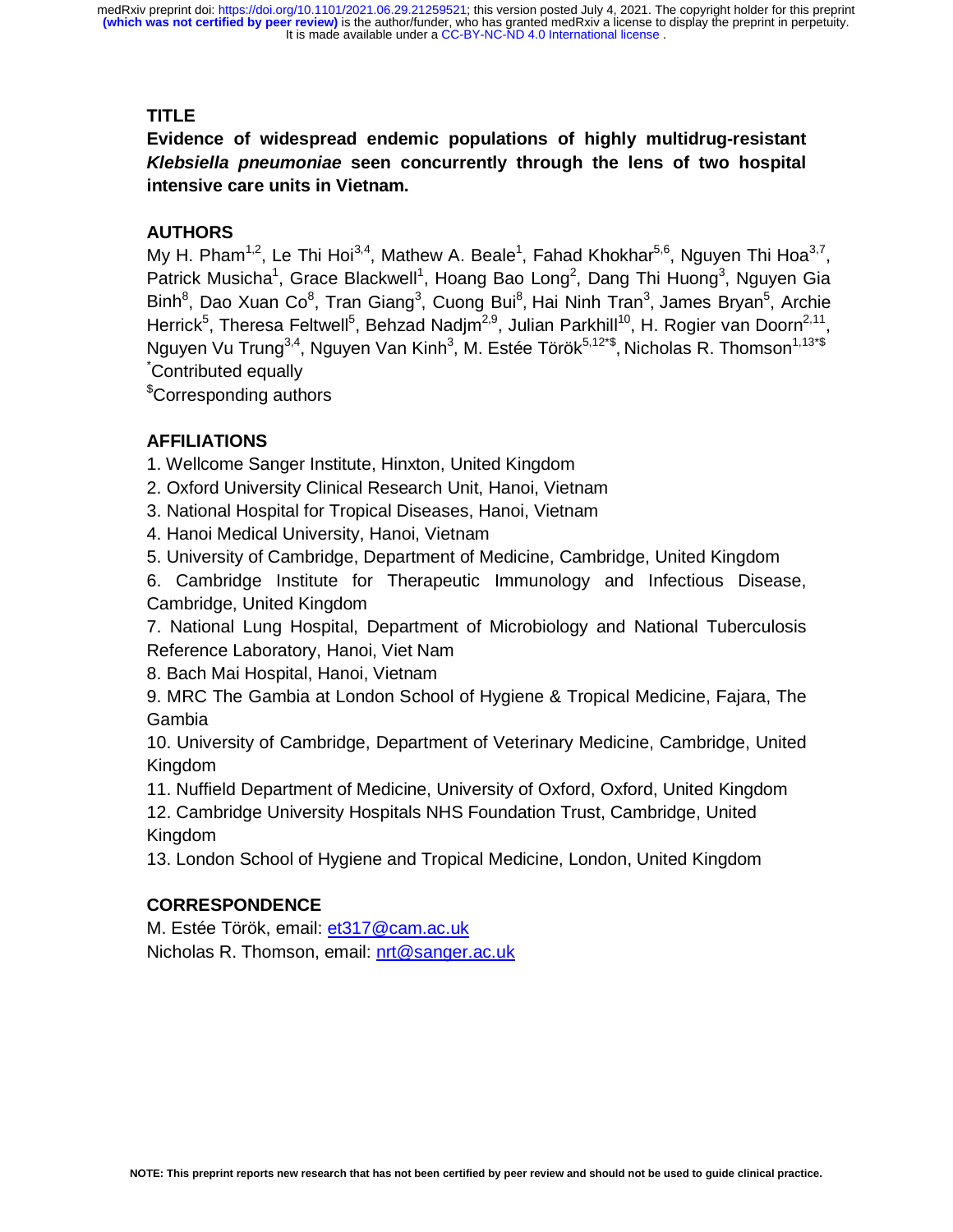## TITLE

**Evidence of widespread endemic populations of highly multidrug-resistant *Klebsiella pneumoniae* seen concurrently through the lens of two hospital intensive care units in Vietnam.**

## AUTHORS

My H. Pham[1,2], Le Thi Hoi[3,4], Mathew A. Beale[1], Fahad Khokhar[5,6], Nguyen Thi Hoa[3,7], Patrick Musicha[1], Grace Blackwell[1], Hoang Bao Long[2], Dang Thi Huong[3], Nguyen Gia Binh[8], Dao Xuan Co[8], Tran Giang[3], Cuong Bui[8], Hai Ninh Tran[3], James Bryan[5], Archie Herrick[5], Theresa Feltwell[5], Behzad Nadjm[2,9], Julian Parkhill[10], H. Rogier van Doorn[2,11], Nguyen Vu Trung[3,4], Nguyen Van Kinh[3], M. Estée Török[5,12*$], Nicholas R. Thomson[1,13*$]

[*]Contributed equally

[$]Corresponding authors

## AFFILIATIONS

1. Wellcome Sanger Institute, Hinxton, United Kingdom
2. Oxford University Clinical Research Unit, Hanoi, Vietnam
3. National Hospital for Tropical Diseases, Hanoi, Vietnam
4. Hanoi Medical University, Hanoi, Vietnam
5. University of Cambridge, Department of Medicine, Cambridge, United Kingdom
6. Cambridge Institute for Therapeutic Immunology and Infectious Disease, Cambridge, United Kingdom
7. National Lung Hospital, Department of Microbiology and National Tuberculosis Reference Laboratory, Hanoi, Viet Nam
8. Bach Mai Hospital, Hanoi, Vietnam
9. MRC The Gambia at London School of Hygiene & Tropical Medicine, Fajara, The Gambia
10. University of Cambridge, Department of Veterinary Medicine, Cambridge, United Kingdom
11. Nuffield Department of Medicine, University of Oxford, Oxford, United Kingdom
12. Cambridge University Hospitals NHS Foundation Trust, Cambridge, United Kingdom
13. London School of Hygiene and Tropical Medicine, London, United Kingdom

## CORRESPONDENCE

M. Estée Török, email: et317@cam.ac.uk

Nicholas R. Thomson, email: nrt@sanger.ac.uk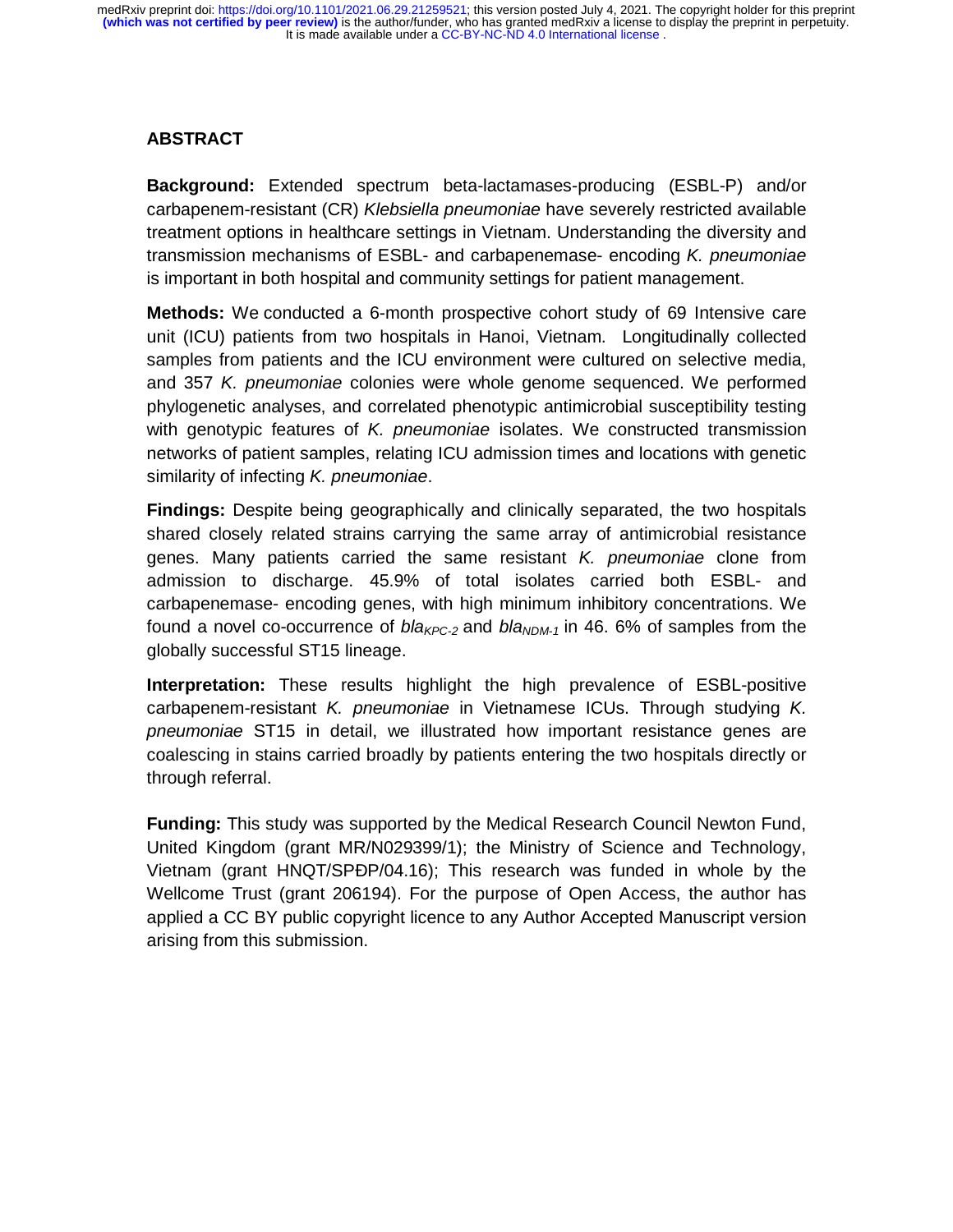## ABSTRACT

**Background:** Extended spectrum beta-lactamases-producing (ESBL-P) and/or carbapenem-resistant (CR) *Klebsiella pneumoniae* have severely restricted available treatment options in healthcare settings in Vietnam. Understanding the diversity and transmission mechanisms of ESBL- and carbapenemase- encoding *K. pneumoniae* is important in both hospital and community settings for patient management.

**Methods:** We conducted a 6-month prospective cohort study of 69 Intensive care unit (ICU) patients from two hospitals in Hanoi, Vietnam. Longitudinally collected samples from patients and the ICU environment were cultured on selective media, and 357 *K. pneumoniae* colonies were whole genome sequenced. We performed phylogenetic analyses, and correlated phenotypic antimicrobial susceptibility testing with genotypic features of *K. pneumoniae* isolates. We constructed transmission networks of patient samples, relating ICU admission times and locations with genetic similarity of infecting *K. pneumoniae*.

**Findings:** Despite being geographically and clinically separated, the two hospitals shared closely related strains carrying the same array of antimicrobial resistance genes. Many patients carried the same resistant *K. pneumoniae* clone from admission to discharge. 45.9% of total isolates carried both ESBL- and carbapenemase- encoding genes, with high minimum inhibitory concentrations. We found a novel co-occurrence of $bla_{KPC-2}$ and $bla_{NDM-1}$ in 46. 6% of samples from the globally successful ST15 lineage.

**Interpretation:** These results highlight the high prevalence of ESBL-positive carbapenem-resistant *K. pneumoniae* in Vietnamese ICUs. Through studying *K. pneumoniae* ST15 in detail, we illustrated how important resistance genes are coalescing in stains carried broadly by patients entering the two hospitals directly or through referral.

**Funding:** This study was supported by the Medical Research Council Newton Fund, United Kingdom (grant MR/N029399/1); the Ministry of Science and Technology, Vietnam (grant HNQT/SPĐP/04.16); This research was funded in whole by the Wellcome Trust (grant 206194). For the purpose of Open Access, the author has applied a CC BY public copyright licence to any Author Accepted Manuscript version arising from this submission.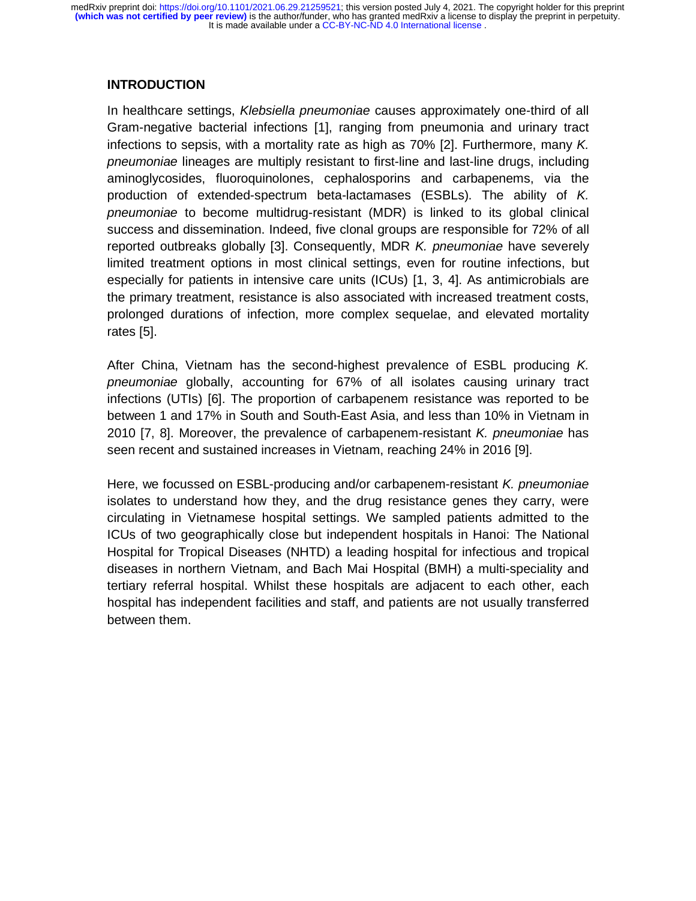## INTRODUCTION

In healthcare settings, *Klebsiella pneumoniae* causes approximately one-third of all Gram-negative bacterial infections [1], ranging from pneumonia and urinary tract infections to sepsis, with a mortality rate as high as 70% [2]. Furthermore, many *K. pneumoniae* lineages are multiply resistant to first-line and last-line drugs, including aminoglycosides, fluoroquinolones, cephalosporins and carbapenems, via the production of extended-spectrum beta-lactamases (ESBLs). The ability of *K. pneumoniae* to become multidrug-resistant (MDR) is linked to its global clinical success and dissemination. Indeed, five clonal groups are responsible for 72% of all reported outbreaks globally [3]. Consequently, MDR *K. pneumoniae* have severely limited treatment options in most clinical settings, even for routine infections, but especially for patients in intensive care units (ICUs) [1, 3, 4]. As antimicrobials are the primary treatment, resistance is also associated with increased treatment costs, prolonged durations of infection, more complex sequelae, and elevated mortality rates [5].

After China, Vietnam has the second-highest prevalence of ESBL producing *K. pneumoniae* globally, accounting for 67% of all isolates causing urinary tract infections (UTIs) [6]. The proportion of carbapenem resistance was reported to be between 1 and 17% in South and South-East Asia, and less than 10% in Vietnam in 2010 [7, 8]. Moreover, the prevalence of carbapenem-resistant *K. pneumoniae* has seen recent and sustained increases in Vietnam, reaching 24% in 2016 [9].

Here, we focussed on ESBL-producing and/or carbapenem-resistant *K. pneumoniae* isolates to understand how they, and the drug resistance genes they carry, were circulating in Vietnamese hospital settings. We sampled patients admitted to the ICUs of two geographically close but independent hospitals in Hanoi: The National Hospital for Tropical Diseases (NHTD) a leading hospital for infectious and tropical diseases in northern Vietnam, and Bach Mai Hospital (BMH) a multi-speciality and tertiary referral hospital. Whilst these hospitals are adjacent to each other, each hospital has independent facilities and staff, and patients are not usually transferred between them.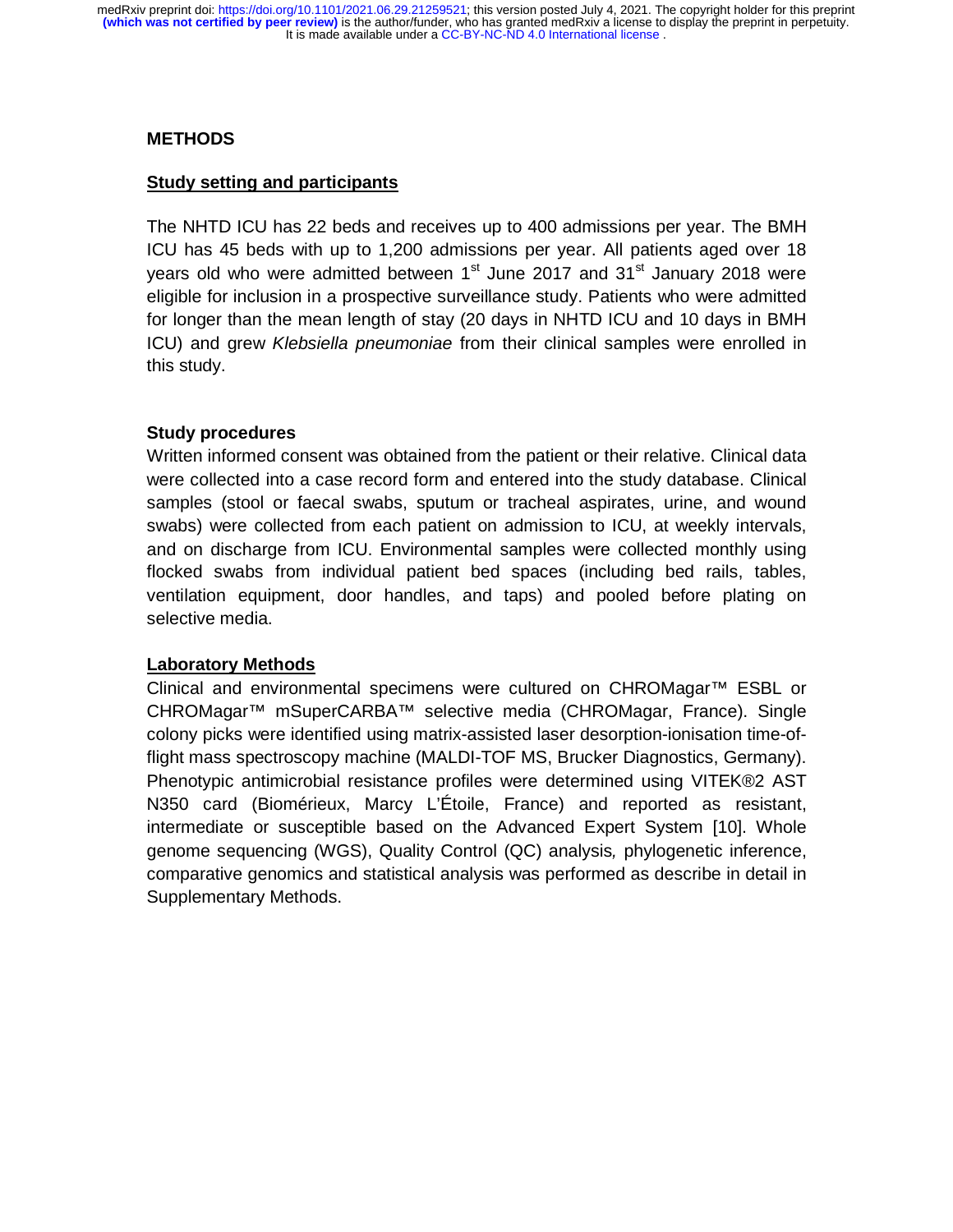## METHODS

### Study setting and participants

The NHTD ICU has 22 beds and receives up to 400 admissions per year. The BMH ICU has 45 beds with up to 1,200 admissions per year. All patients aged over 18 years old who were admitted between 1st June 2017 and 31st January 2018 were eligible for inclusion in a prospective surveillance study. Patients who were admitted for longer than the mean length of stay (20 days in NHTD ICU and 10 days in BMH ICU) and grew *Klebsiella pneumoniae* from their clinical samples were enrolled in this study.

### Study procedures

Written informed consent was obtained from the patient or their relative. Clinical data were collected into a case record form and entered into the study database. Clinical samples (stool or faecal swabs, sputum or tracheal aspirates, urine, and wound swabs) were collected from each patient on admission to ICU, at weekly intervals, and on discharge from ICU. Environmental samples were collected monthly using flocked swabs from individual patient bed spaces (including bed rails, tables, ventilation equipment, door handles, and taps) and pooled before plating on selective media.

### Laboratory Methods

Clinical and environmental specimens were cultured on CHROMagar™ ESBL or CHROMagar™ mSuperCARBA™ selective media (CHROMagar, France). Single colony picks were identified using matrix-assisted laser desorption-ionisation time-of-flight mass spectroscopy machine (MALDI-TOF MS, Brucker Diagnostics, Germany). Phenotypic antimicrobial resistance profiles were determined using VITEK®2 AST N350 card (Biomérieux, Marcy L'Étoile, France) and reported as resistant, intermediate or susceptible based on the Advanced Expert System [10]. Whole genome sequencing (WGS), Quality Control (QC) analysis, phylogenetic inference, comparative genomics and statistical analysis was performed as describe in detail in Supplementary Methods.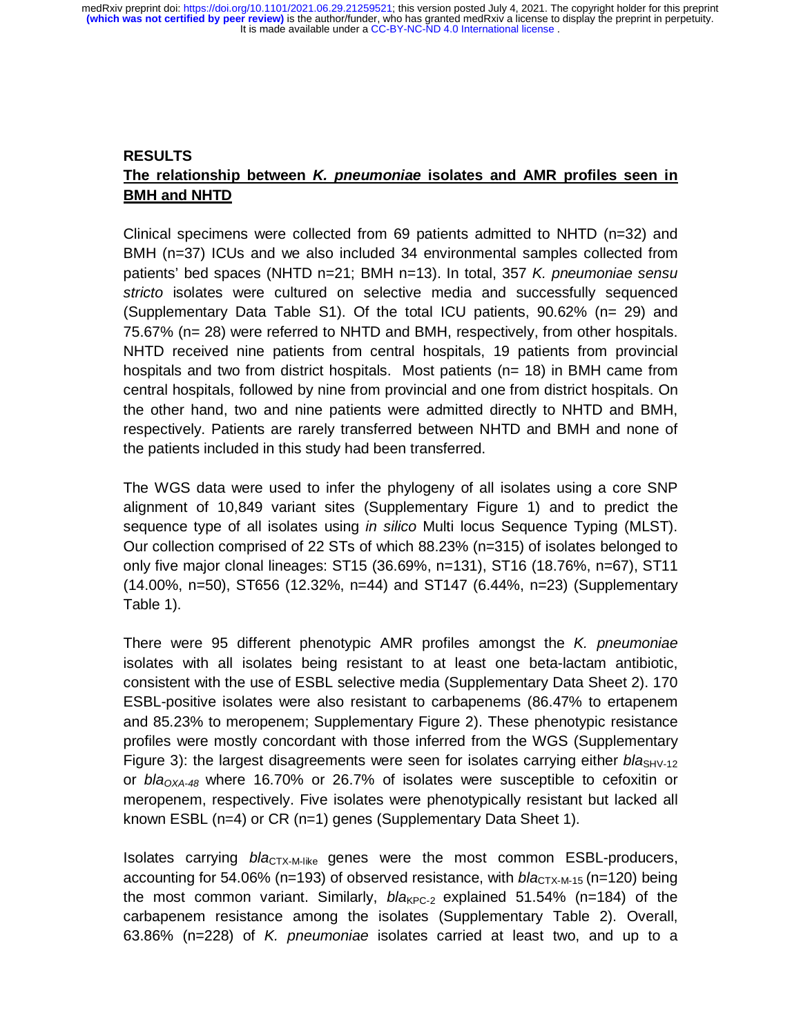## RESULTS

**The relationship between *K. pneumoniae* isolates and AMR profiles seen in BMH and NHTD**

Clinical specimens were collected from 69 patients admitted to NHTD (n=32) and BMH (n=37) ICUs and we also included 34 environmental samples collected from patients' bed spaces (NHTD n=21; BMH n=13). In total, 357 *K. pneumoniae sensu stricto* isolates were cultured on selective media and successfully sequenced (Supplementary Data Table S1). Of the total ICU patients, 90.62% (n= 29) and 75.67% (n= 28) were referred to NHTD and BMH, respectively, from other hospitals. NHTD received nine patients from central hospitals, 19 patients from provincial hospitals and two from district hospitals. Most patients (n= 18) in BMH came from central hospitals, followed by nine from provincial and one from district hospitals. On the other hand, two and nine patients were admitted directly to NHTD and BMH, respectively. Patients are rarely transferred between NHTD and BMH and none of the patients included in this study had been transferred.

The WGS data were used to infer the phylogeny of all isolates using a core SNP alignment of 10,849 variant sites (Supplementary Figure 1) and to predict the sequence type of all isolates using *in silico* Multi locus Sequence Typing (MLST). Our collection comprised of 22 STs of which 88.23% (n=315) of isolates belonged to only five major clonal lineages: ST15 (36.69%, n=131), ST16 (18.76%, n=67), ST11 (14.00%, n=50), ST656 (12.32%, n=44) and ST147 (6.44%, n=23) (Supplementary Table 1).

There were 95 different phenotypic AMR profiles amongst the *K. pneumoniae* isolates with all isolates being resistant to at least one beta-lactam antibiotic, consistent with the use of ESBL selective media (Supplementary Data Sheet 2). 170 ESBL-positive isolates were also resistant to carbapenems (86.47% to ertapenem and 85.23% to meropenem; Supplementary Figure 2). These phenotypic resistance profiles were mostly concordant with those inferred from the WGS (Supplementary Figure 3): the largest disagreements were seen for isolates carrying either $bla_{\text{SHV-12}}$ or $bla_{OXA\text{-}48}$ where 16.70% or 26.7% of isolates were susceptible to cefoxitin or meropenem, respectively. Five isolates were phenotypically resistant but lacked all known ESBL (n=4) or CR (n=1) genes (Supplementary Data Sheet 1).

Isolates carrying $bla_{\text{CTX-M-like}}$ genes were the most common ESBL-producers, accounting for 54.06% (n=193) of observed resistance, with $bla_{\text{CTX-M-15}}$ (n=120) being the most common variant. Similarly, $bla_{\text{KPC-2}}$ explained 51.54% (n=184) of the carbapenem resistance among the isolates (Supplementary Table 2). Overall, 63.86% (n=228) of *K. pneumoniae* isolates carried at least two, and up to a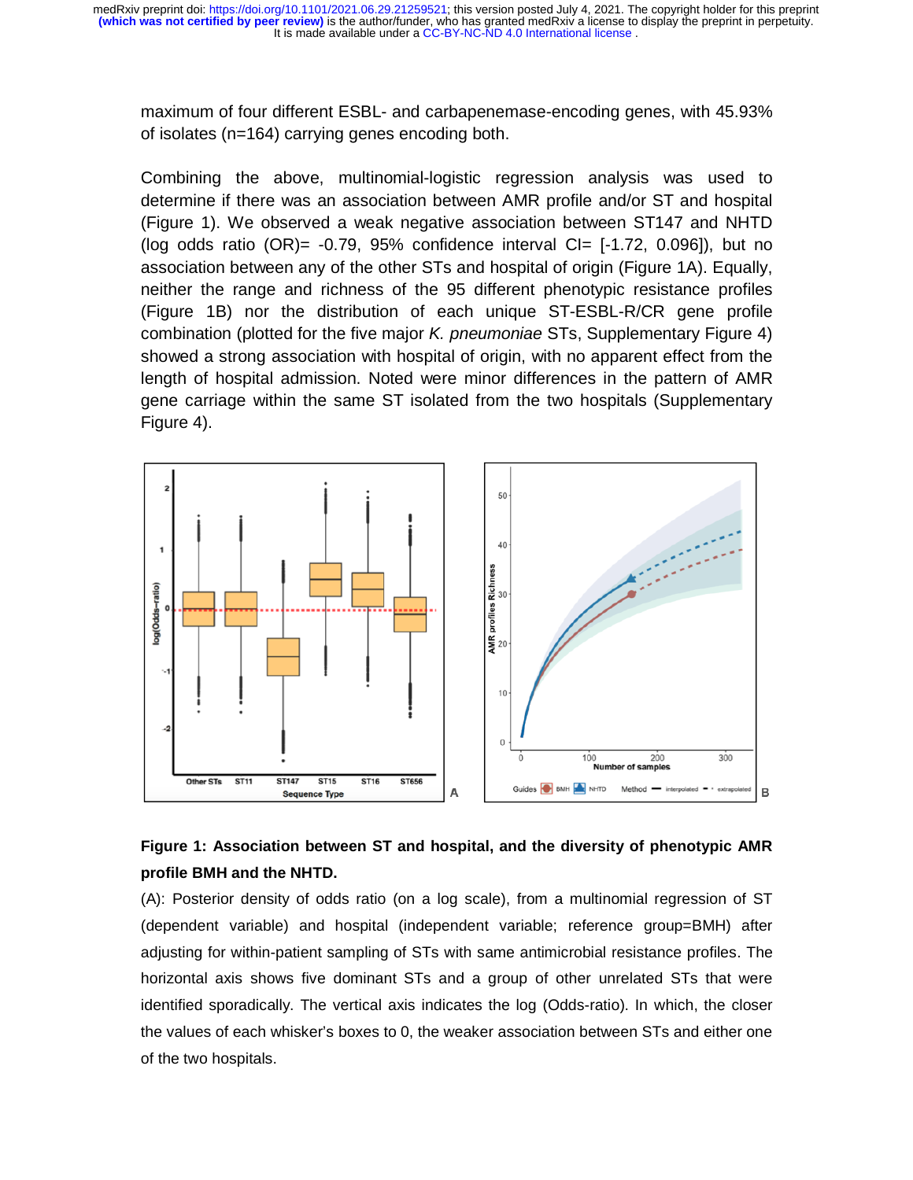maximum of four different ESBL- and carbapenemase-encoding genes, with 45.93% of isolates (n=164) carrying genes encoding both.

Combining the above, multinomial-logistic regression analysis was used to determine if there was an association between AMR profile and/or ST and hospital (Figure 1). We observed a weak negative association between ST147 and NHTD (log odds ratio (OR)= -0.79, 95% confidence interval CI= [-1.72, 0.096]), but no association between any of the other STs and hospital of origin (Figure 1A). Equally, neither the range and richness of the 95 different phenotypic resistance profiles (Figure 1B) nor the distribution of each unique ST-ESBL-R/CR gene profile combination (plotted for the five major *K. pneumoniae* STs, Supplementary Figure 4) showed a strong association with hospital of origin, with no apparent effect from the length of hospital admission. Noted were minor differences in the pattern of AMR gene carriage within the same ST isolated from the two hospitals (Supplementary Figure 4).

**Figure 1: Association between ST and hospital, and the diversity of phenotypic AMR profile BMH and the NHTD.**

(A): Posterior density of odds ratio (on a log scale), from a multinomial regression of ST (dependent variable) and hospital (independent variable; reference group=BMH) after adjusting for within-patient sampling of STs with same antimicrobial resistance profiles. The horizontal axis shows five dominant STs and a group of other unrelated STs that were identified sporadically. The vertical axis indicates the log (Odds-ratio). In which, the closer the values of each whisker's boxes to 0, the weaker association between STs and either one of the two hospitals.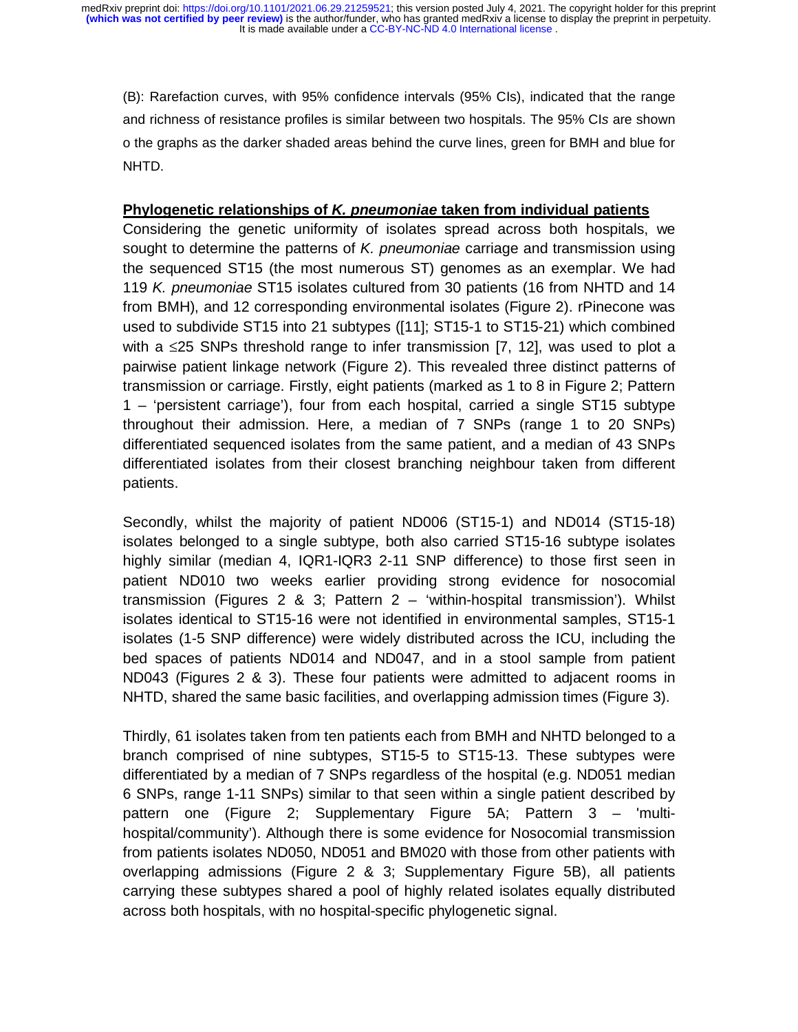(B): Rarefaction curves, with 95% confidence intervals (95% CIs), indicated that the range and richness of resistance profiles is similar between two hospitals. The 95% CIs are shown o the graphs as the darker shaded areas behind the curve lines, green for BMH and blue for NHTD.

**Phylogenetic relationships of *K. pneumoniae* taken from individual patients**

Considering the genetic uniformity of isolates spread across both hospitals, we sought to determine the patterns of *K. pneumoniae* carriage and transmission using the sequenced ST15 (the most numerous ST) genomes as an exemplar. We had 119 *K. pneumoniae* ST15 isolates cultured from 30 patients (16 from NHTD and 14 from BMH), and 12 corresponding environmental isolates (Figure 2). rPinecone was used to subdivide ST15 into 21 subtypes ([11]; ST15-1 to ST15-21) which combined with a ≤25 SNPs threshold range to infer transmission [7, 12], was used to plot a pairwise patient linkage network (Figure 2). This revealed three distinct patterns of transmission or carriage. Firstly, eight patients (marked as 1 to 8 in Figure 2; Pattern 1 – 'persistent carriage'), four from each hospital, carried a single ST15 subtype throughout their admission. Here, a median of 7 SNPs (range 1 to 20 SNPs) differentiated sequenced isolates from the same patient, and a median of 43 SNPs differentiated isolates from their closest branching neighbour taken from different patients.

Secondly, whilst the majority of patient ND006 (ST15-1) and ND014 (ST15-18) isolates belonged to a single subtype, both also carried ST15-16 subtype isolates highly similar (median 4, IQR1-IQR3 2-11 SNP difference) to those first seen in patient ND010 two weeks earlier providing strong evidence for nosocomial transmission (Figures 2 & 3; Pattern 2 – 'within-hospital transmission'). Whilst isolates identical to ST15-16 were not identified in environmental samples, ST15-1 isolates (1-5 SNP difference) were widely distributed across the ICU, including the bed spaces of patients ND014 and ND047, and in a stool sample from patient ND043 (Figures 2 & 3). These four patients were admitted to adjacent rooms in NHTD, shared the same basic facilities, and overlapping admission times (Figure 3).

Thirdly, 61 isolates taken from ten patients each from BMH and NHTD belonged to a branch comprised of nine subtypes, ST15-5 to ST15-13. These subtypes were differentiated by a median of 7 SNPs regardless of the hospital (e.g. ND051 median 6 SNPs, range 1-11 SNPs) similar to that seen within a single patient described by pattern one (Figure 2; Supplementary Figure 5A; Pattern 3 – 'multi-hospital/community'). Although there is some evidence for Nosocomial transmission from patients isolates ND050, ND051 and BM020 with those from other patients with overlapping admissions (Figure 2 & 3; Supplementary Figure 5B), all patients carrying these subtypes shared a pool of highly related isolates equally distributed across both hospitals, with no hospital-specific phylogenetic signal.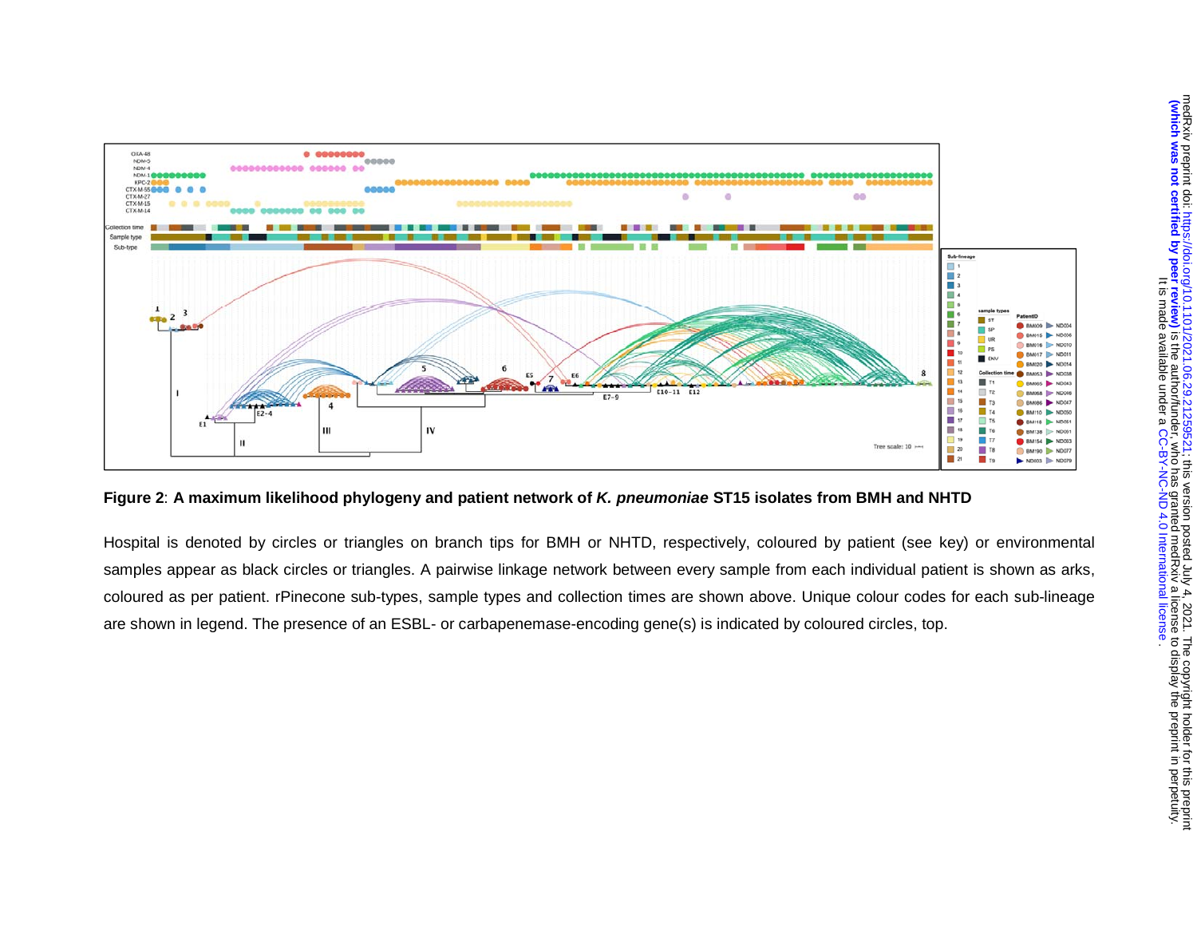**Figure 2**: **A maximum likelihood phylogeny and patient network of *K. pneumoniae* ST15 isolates from BMH and NHTD**

Hospital is denoted by circles or triangles on branch tips for BMH or NHTD, respectively, coloured by patient (see key) or environmental samples appear as black circles or triangles. A pairwise linkage network between every sample from each individual patient is shown as arks, coloured as per patient. rPinecone sub-types, sample types and collection times are shown above. Unique colour codes for each sub-lineage are shown in legend. The presence of an ESBL- or carbapenemase-encoding gene(s) is indicated by coloured circles, top.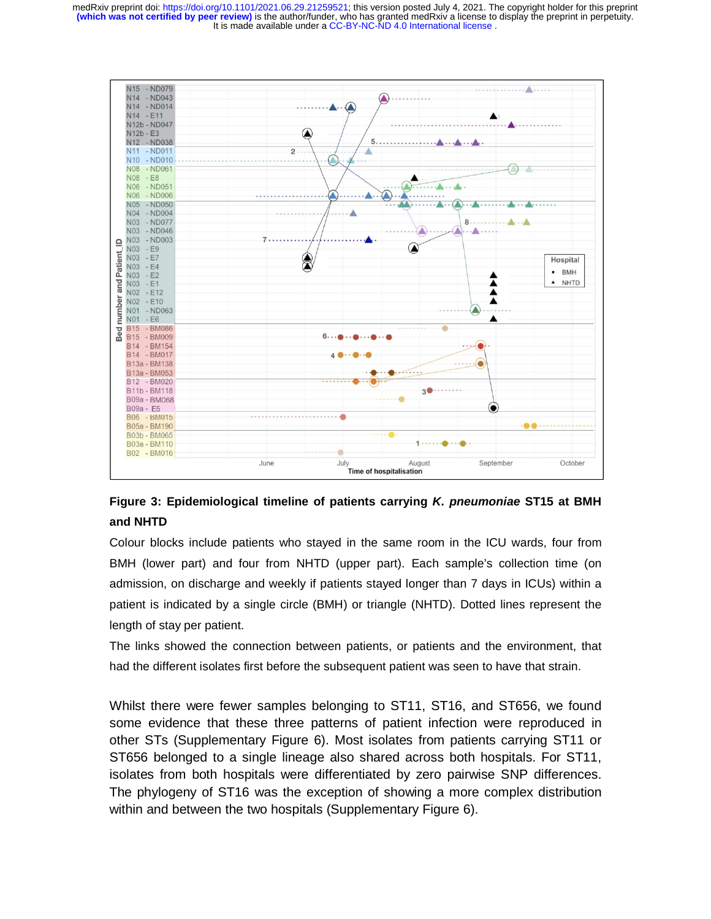**Figure 3: Epidemiological timeline of patients carrying *K. pneumoniae* ST15 at BMH and NHTD**

Colour blocks include patients who stayed in the same room in the ICU wards, four from BMH (lower part) and four from NHTD (upper part). Each sample's collection time (on admission, on discharge and weekly if patients stayed longer than 7 days in ICUs) within a patient is indicated by a single circle (BMH) or triangle (NHTD). Dotted lines represent the length of stay per patient.

The links showed the connection between patients, or patients and the environment, that had the different isolates first before the subsequent patient was seen to have that strain.

Whilst there were fewer samples belonging to ST11, ST16, and ST656, we found some evidence that these three patterns of patient infection were reproduced in other STs (Supplementary Figure 6). Most isolates from patients carrying ST11 or ST656 belonged to a single lineage also shared across both hospitals. For ST11, isolates from both hospitals were differentiated by zero pairwise SNP differences. The phylogeny of ST16 was the exception of showing a more complex distribution within and between the two hospitals (Supplementary Figure 6).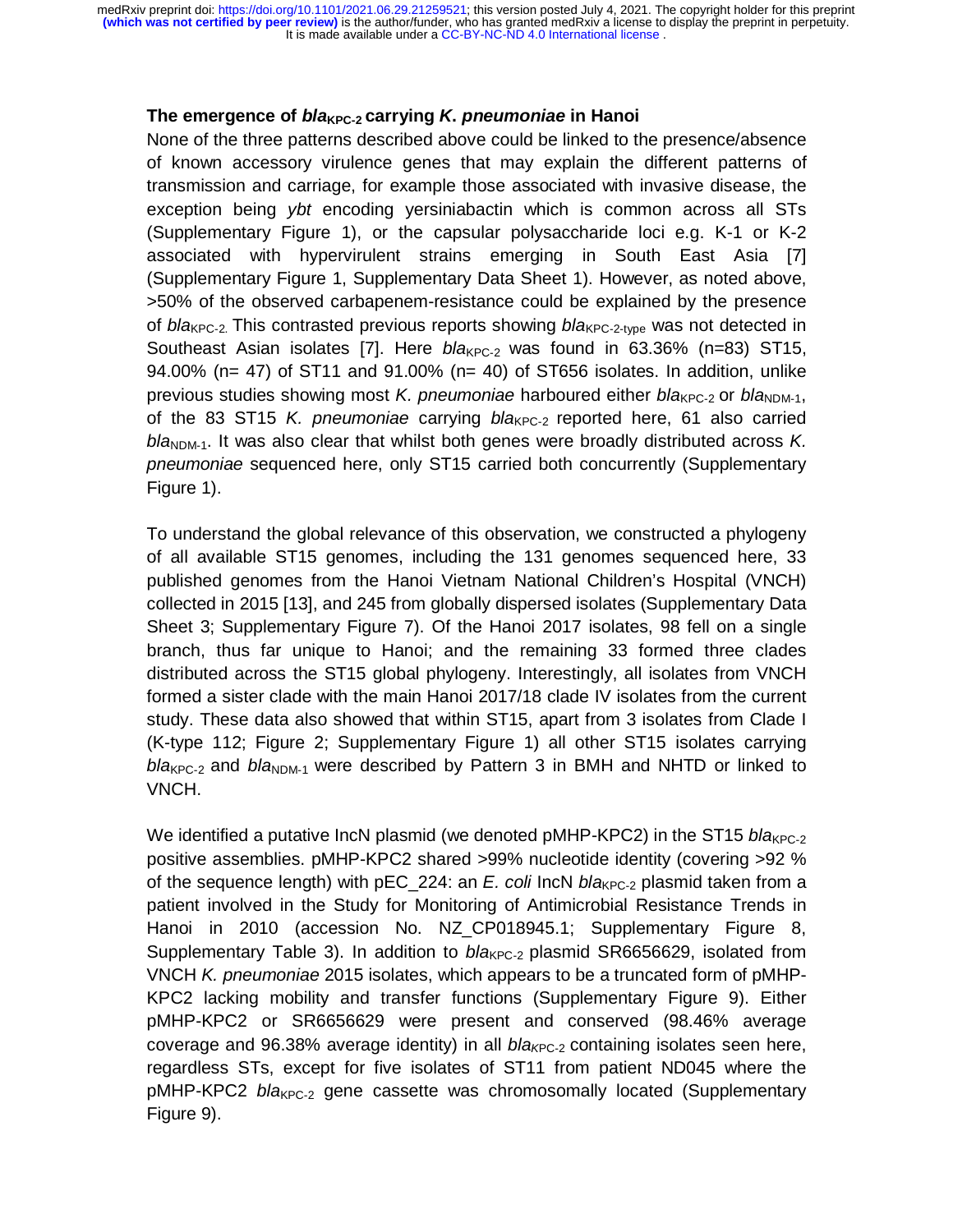### The emergence of *bla*$_{KPC-2}$ carrying *K. pneumoniae* in Hanoi

None of the three patterns described above could be linked to the presence/absence of known accessory virulence genes that may explain the different patterns of transmission and carriage, for example those associated with invasive disease, the exception being *ybt* encoding yersiniabactin which is common across all STs (Supplementary Figure 1), or the capsular polysaccharide loci e.g. K-1 or K-2 associated with hypervirulent strains emerging in South East Asia [7] (Supplementary Figure 1, Supplementary Data Sheet 1). However, as noted above, >50% of the observed carbapenem-resistance could be explained by the presence of *bla*$_{KPC-2}$. This contrasted previous reports showing *bla*$_{KPC-2-type}$ was not detected in Southeast Asian isolates [7]. Here *bla*$_{KPC-2}$ was found in 63.36% (n=83) ST15, 94.00% (n= 47) of ST11 and 91.00% (n= 40) of ST656 isolates. In addition, unlike previous studies showing most *K. pneumoniae* harboured either *bla*$_{KPC-2}$ or *bla*$_{NDM-1}$, of the 83 ST15 *K. pneumoniae* carrying *bla*$_{KPC-2}$ reported here, 61 also carried *bla*$_{NDM-1}$. It was also clear that whilst both genes were broadly distributed across *K. pneumoniae* sequenced here, only ST15 carried both concurrently (Supplementary Figure 1).

To understand the global relevance of this observation, we constructed a phylogeny of all available ST15 genomes, including the 131 genomes sequenced here, 33 published genomes from the Hanoi Vietnam National Children's Hospital (VNCH) collected in 2015 [13], and 245 from globally dispersed isolates (Supplementary Data Sheet 3; Supplementary Figure 7). Of the Hanoi 2017 isolates, 98 fell on a single branch, thus far unique to Hanoi; and the remaining 33 formed three clades distributed across the ST15 global phylogeny. Interestingly, all isolates from VNCH formed a sister clade with the main Hanoi 2017/18 clade IV isolates from the current study. These data also showed that within ST15, apart from 3 isolates from Clade I (K-type 112; Figure 2; Supplementary Figure 1) all other ST15 isolates carrying *bla*$_{KPC-2}$ and *bla*$_{NDM-1}$ were described by Pattern 3 in BMH and NHTD or linked to VNCH.

We identified a putative IncN plasmid (we denoted pMHP-KPC2) in the ST15 *bla*$_{KPC-2}$ positive assemblies. pMHP-KPC2 shared >99% nucleotide identity (covering >92 % of the sequence length) with pEC_224: an *E. coli* IncN *bla*$_{KPC-2}$ plasmid taken from a patient involved in the Study for Monitoring of Antimicrobial Resistance Trends in Hanoi in 2010 (accession No. NZ_CP018945.1; Supplementary Figure 8, Supplementary Table 3). In addition to *bla*$_{KPC-2}$ plasmid SR6656629, isolated from VNCH *K. pneumoniae* 2015 isolates, which appears to be a truncated form of pMHP-KPC2 lacking mobility and transfer functions (Supplementary Figure 9). Either pMHP-KPC2 or SR6656629 were present and conserved (98.46% average coverage and 96.38% average identity) in all *bla*$_{KPC-2}$ containing isolates seen here, regardless STs, except for five isolates of ST11 from patient ND045 where the pMHP-KPC2 *bla*$_{KPC-2}$ gene cassette was chromosomally located (Supplementary Figure 9).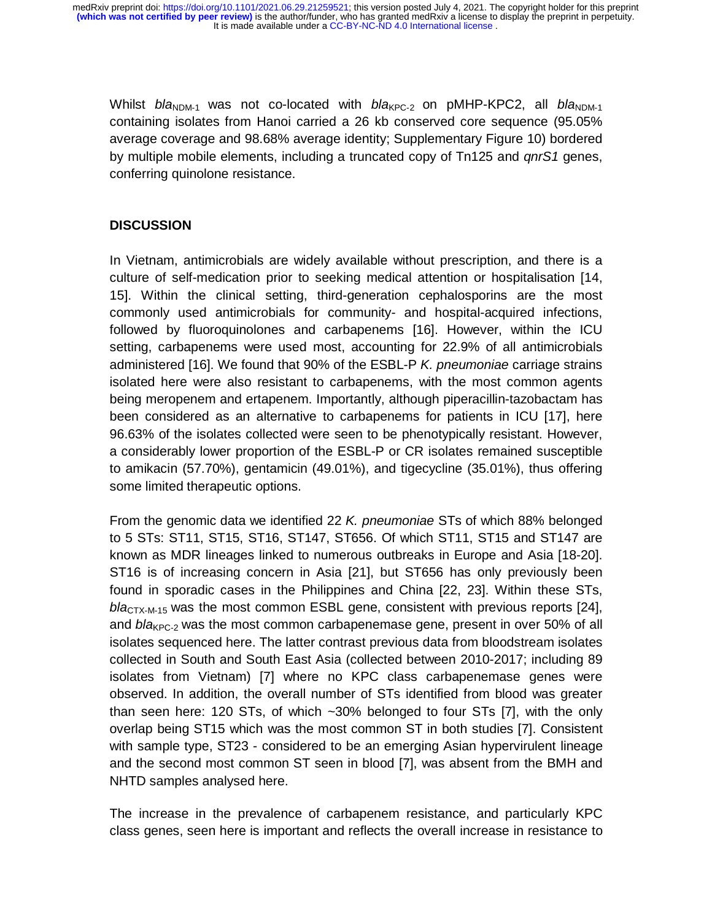Whilst *bla*$_{NDM-1}$ was not co-located with *bla*$_{KPC-2}$ on pMHP-KPC2, all *bla*$_{NDM-1}$ containing isolates from Hanoi carried a 26 kb conserved core sequence (95.05% average coverage and 98.68% average identity; Supplementary Figure 10) bordered by multiple mobile elements, including a truncated copy of Tn125 and *qnrS1* genes, conferring quinolone resistance.

## DISCUSSION

In Vietnam, antimicrobials are widely available without prescription, and there is a culture of self-medication prior to seeking medical attention or hospitalisation [14, 15]. Within the clinical setting, third-generation cephalosporins are the most commonly used antimicrobials for community- and hospital-acquired infections, followed by fluoroquinolones and carbapenems [16]. However, within the ICU setting, carbapenems were used most, accounting for 22.9% of all antimicrobials administered [16]. We found that 90% of the ESBL-P *K. pneumoniae* carriage strains isolated here were also resistant to carbapenems, with the most common agents being meropenem and ertapenem. Importantly, although piperacillin-tazobactam has been considered as an alternative to carbapenems for patients in ICU [17], here 96.63% of the isolates collected were seen to be phenotypically resistant. However, a considerably lower proportion of the ESBL-P or CR isolates remained susceptible to amikacin (57.70%), gentamicin (49.01%), and tigecycline (35.01%), thus offering some limited therapeutic options.

From the genomic data we identified 22 *K. pneumoniae* STs of which 88% belonged to 5 STs: ST11, ST15, ST16, ST147, ST656. Of which ST11, ST15 and ST147 are known as MDR lineages linked to numerous outbreaks in Europe and Asia [18-20]. ST16 is of increasing concern in Asia [21], but ST656 has only previously been found in sporadic cases in the Philippines and China [22, 23]. Within these STs, *bla*$_{CTX-M-15}$ was the most common ESBL gene, consistent with previous reports [24], and *bla*$_{KPC-2}$ was the most common carbapenemase gene, present in over 50% of all isolates sequenced here. The latter contrast previous data from bloodstream isolates collected in South and South East Asia (collected between 2010-2017; including 89 isolates from Vietnam) [7] where no KPC class carbapenemase genes were observed. In addition, the overall number of STs identified from blood was greater than seen here: 120 STs, of which ~30% belonged to four STs [7], with the only overlap being ST15 which was the most common ST in both studies [7]. Consistent with sample type, ST23 - considered to be an emerging Asian hypervirulent lineage and the second most common ST seen in blood [7], was absent from the BMH and NHTD samples analysed here.

The increase in the prevalence of carbapenem resistance, and particularly KPC class genes, seen here is important and reflects the overall increase in resistance to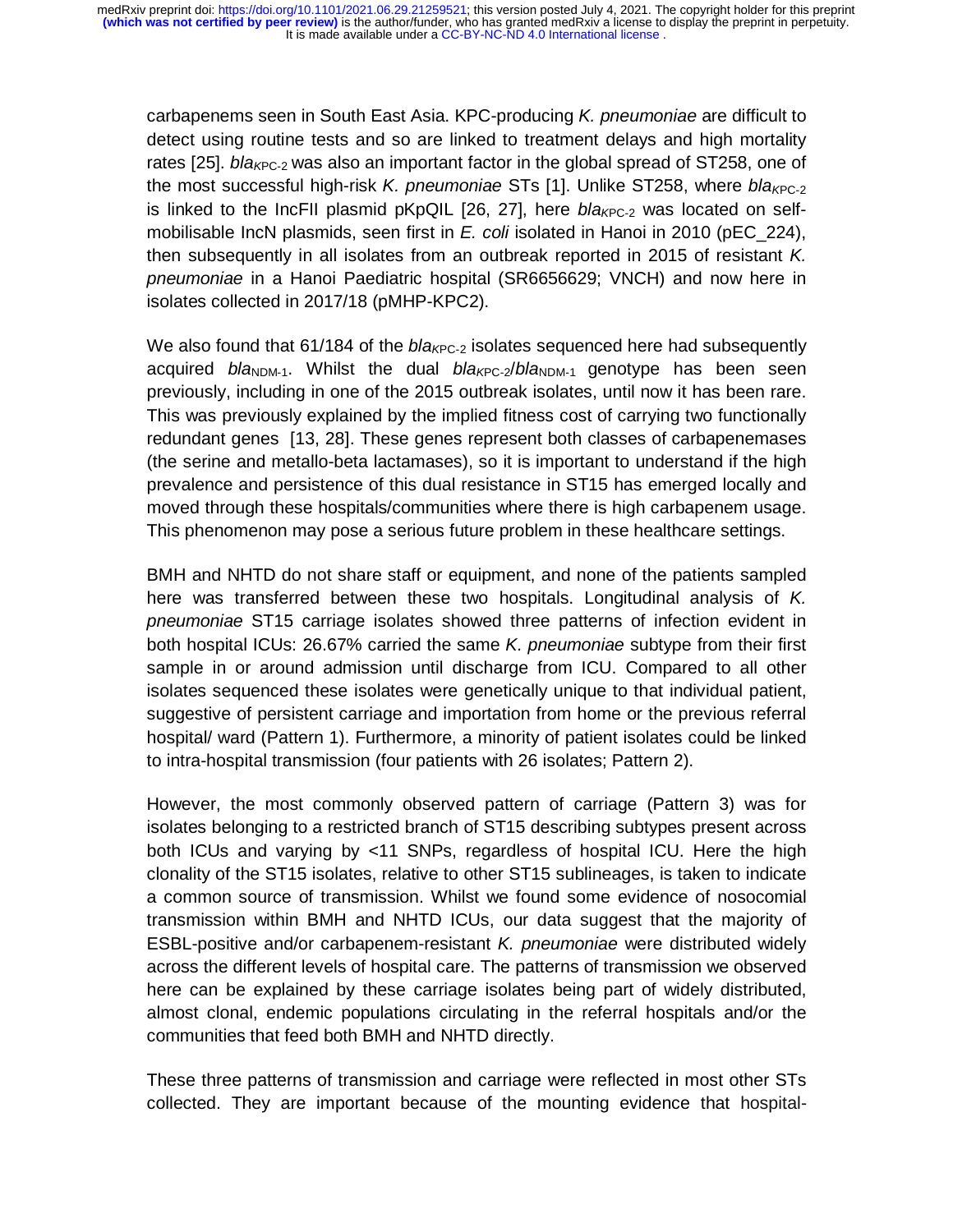carbapenems seen in South East Asia. KPC-producing *K. pneumoniae* are difficult to detect using routine tests and so are linked to treatment delays and high mortality rates [25]. *bla*$_{KPC-2}$ was also an important factor in the global spread of ST258, one of the most successful high-risk *K. pneumoniae* STs [1]. Unlike ST258, where *bla*$_{KPC-2}$ is linked to the IncFII plasmid pKpQIL [26, 27], here *bla*$_{KPC-2}$ was located on self-mobilisable IncN plasmids, seen first in *E. coli* isolated in Hanoi in 2010 (pEC_224), then subsequently in all isolates from an outbreak reported in 2015 of resistant *K. pneumoniae* in a Hanoi Paediatric hospital (SR6656629; VNCH) and now here in isolates collected in 2017/18 (pMHP-KPC2).

We also found that 61/184 of the *bla*$_{KPC-2}$ isolates sequenced here had subsequently acquired *bla*$_{NDM-1}$. Whilst the dual *bla*$_{KPC-2}$/*bla*$_{NDM-1}$ genotype has been seen previously, including in one of the 2015 outbreak isolates, until now it has been rare. This was previously explained by the implied fitness cost of carrying two functionally redundant genes [13, 28]. These genes represent both classes of carbapenemases (the serine and metallo-beta lactamases), so it is important to understand if the high prevalence and persistence of this dual resistance in ST15 has emerged locally and moved through these hospitals/communities where there is high carbapenem usage. This phenomenon may pose a serious future problem in these healthcare settings.

BMH and NHTD do not share staff or equipment, and none of the patients sampled here was transferred between these two hospitals. Longitudinal analysis of *K. pneumoniae* ST15 carriage isolates showed three patterns of infection evident in both hospital ICUs: 26.67% carried the same *K. pneumoniae* subtype from their first sample in or around admission until discharge from ICU. Compared to all other isolates sequenced these isolates were genetically unique to that individual patient, suggestive of persistent carriage and importation from home or the previous referral hospital/ ward (Pattern 1). Furthermore, a minority of patient isolates could be linked to intra-hospital transmission (four patients with 26 isolates; Pattern 2).

However, the most commonly observed pattern of carriage (Pattern 3) was for isolates belonging to a restricted branch of ST15 describing subtypes present across both ICUs and varying by <11 SNPs, regardless of hospital ICU. Here the high clonality of the ST15 isolates, relative to other ST15 sublineages, is taken to indicate a common source of transmission. Whilst we found some evidence of nosocomial transmission within BMH and NHTD ICUs, our data suggest that the majority of ESBL-positive and/or carbapenem-resistant *K. pneumoniae* were distributed widely across the different levels of hospital care. The patterns of transmission we observed here can be explained by these carriage isolates being part of widely distributed, almost clonal, endemic populations circulating in the referral hospitals and/or the communities that feed both BMH and NHTD directly.

These three patterns of transmission and carriage were reflected in most other STs collected. They are important because of the mounting evidence that hospital-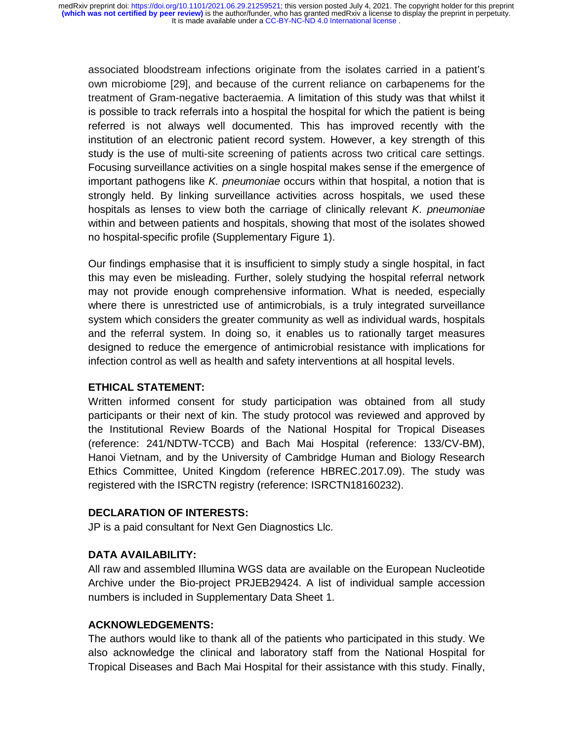associated bloodstream infections originate from the isolates carried in a patient's own microbiome [29], and because of the current reliance on carbapenems for the treatment of Gram-negative bacteraemia. A limitation of this study was that whilst it is possible to track referrals into a hospital the hospital for which the patient is being referred is not always well documented. This has improved recently with the institution of an electronic patient record system. However, a key strength of this study is the use of multi-site screening of patients across two critical care settings. Focusing surveillance activities on a single hospital makes sense if the emergence of important pathogens like *K. pneumoniae* occurs within that hospital, a notion that is strongly held. By linking surveillance activities across hospitals, we used these hospitals as lenses to view both the carriage of clinically relevant *K. pneumoniae* within and between patients and hospitals, showing that most of the isolates showed no hospital-specific profile (Supplementary Figure 1).

Our findings emphasise that it is insufficient to simply study a single hospital, in fact this may even be misleading. Further, solely studying the hospital referral network may not provide enough comprehensive information. What is needed, especially where there is unrestricted use of antimicrobials, is a truly integrated surveillance system which considers the greater community as well as individual wards, hospitals and the referral system. In doing so, it enables us to rationally target measures designed to reduce the emergence of antimicrobial resistance with implications for infection control as well as health and safety interventions at all hospital levels.

**ETHICAL STATEMENT:**

Written informed consent for study participation was obtained from all study participants or their next of kin. The study protocol was reviewed and approved by the Institutional Review Boards of the National Hospital for Tropical Diseases (reference: 241/NDTW-TCCB) and Bach Mai Hospital (reference: 133/CV-BM), Hanoi Vietnam, and by the University of Cambridge Human and Biology Research Ethics Committee, United Kingdom (reference HBREC.2017.09). The study was registered with the ISRCTN registry (reference: ISRCTN18160232).

**DECLARATION OF INTERESTS:**

JP is a paid consultant for Next Gen Diagnostics Llc.

**DATA AVAILABILITY:**

All raw and assembled Illumina WGS data are available on the European Nucleotide Archive under the Bio-project PRJEB29424. A list of individual sample accession numbers is included in Supplementary Data Sheet 1.

**ACKNOWLEDGEMENTS:**

The authors would like to thank all of the patients who participated in this study. We also acknowledge the clinical and laboratory staff from the National Hospital for Tropical Diseases and Bach Mai Hospital for their assistance with this study. Finally,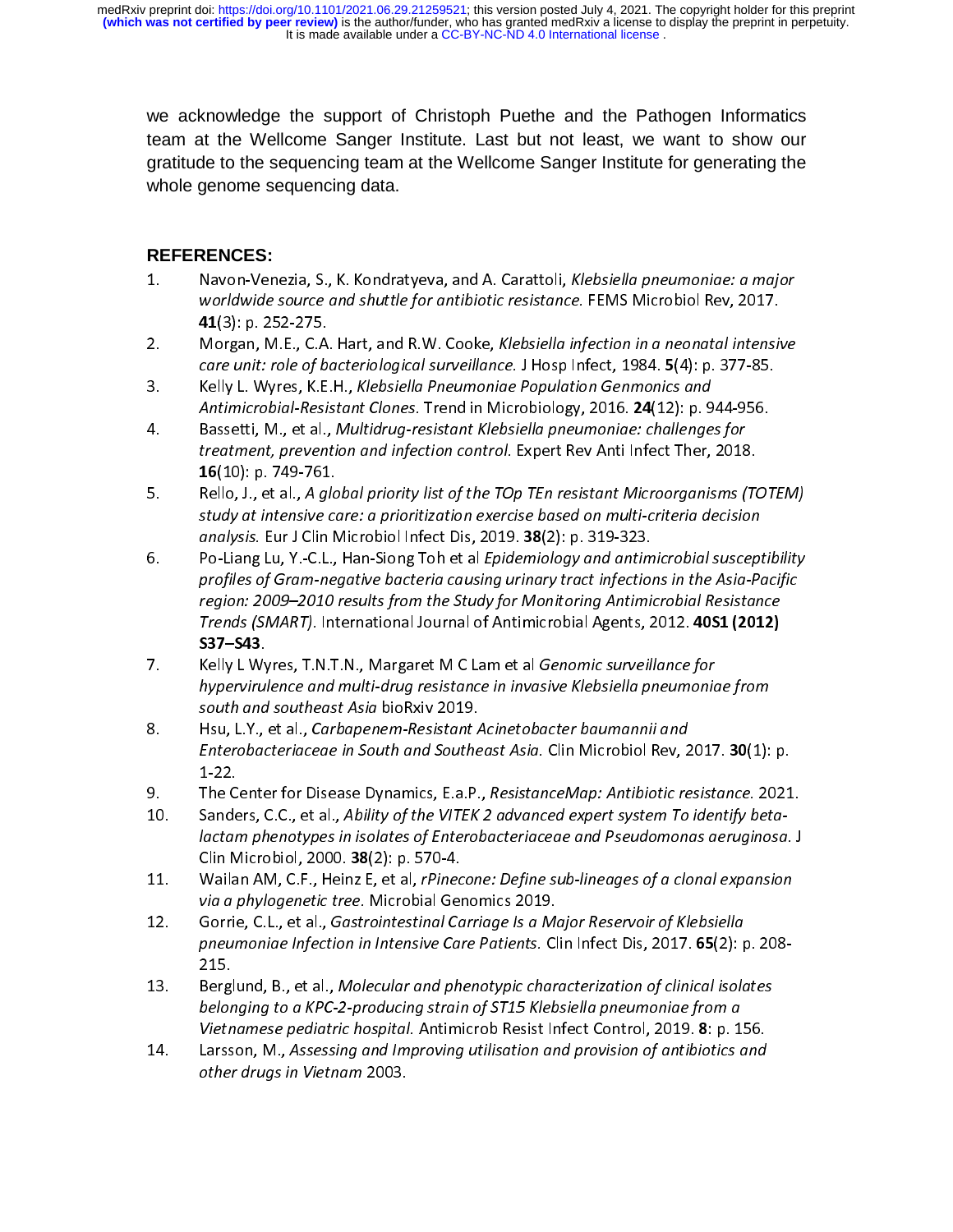we acknowledge the support of Christoph Puethe and the Pathogen Informatics team at the Wellcome Sanger Institute. Last but not least, we want to show our gratitude to the sequencing team at the Wellcome Sanger Institute for generating the whole genome sequencing data.

## REFERENCES:

1. Navon-Venezia, S., K. Kondratyeva, and A. Carattoli, *Klebsiella pneumoniae: a major worldwide source and shuttle for antibiotic resistance.* FEMS Microbiol Rev, 2017. **41**(3): p. 252-275.
2. Morgan, M.E., C.A. Hart, and R.W. Cooke, *Klebsiella infection in a neonatal intensive care unit: role of bacteriological surveillance.* J Hosp Infect, 1984. **5**(4): p. 377-85.
3. Kelly L. Wyres, K.E.H., *Klebsiella Pneumoniae Population Genmonics and Antimicrobial-Resistant Clones.* Trend in Microbiology, 2016. **24**(12): p. 944-956.
4. Bassetti, M., et al., *Multidrug-resistant Klebsiella pneumoniae: challenges for treatment, prevention and infection control.* Expert Rev Anti Infect Ther, 2018. **16**(10): p. 749-761.
5. Rello, J., et al., *A global priority list of the TOp TEn resistant Microorganisms (TOTEM) study at intensive care: a prioritization exercise based on multi-criteria decision analysis.* Eur J Clin Microbiol Infect Dis, 2019. **38**(2): p. 319-323.
6. Po-Liang Lu, Y.-C.L., Han-Siong Toh et al *Epidemiology and antimicrobial susceptibility profiles of Gram-negative bacteria causing urinary tract infections in the Asia-Pacific region: 2009–2010 results from the Study for Monitoring Antimicrobial Resistance Trends (SMART).* International Journal of Antimicrobial Agents, 2012. **40S1 (2012) S37–S43**.
7. Kelly L Wyres, T.N.T.N., Margaret M C Lam et al *Genomic surveillance for hypervirulence and multi-drug resistance in invasive Klebsiella pneumoniae from south and southeast Asia* bioRxiv 2019.
8. Hsu, L.Y., et al., *Carbapenem-Resistant Acinetobacter baumannii and Enterobacteriaceae in South and Southeast Asia.* Clin Microbiol Rev, 2017. **30**(1): p. 1-22.
9. The Center for Disease Dynamics, E.a.P., *ResistanceMap: Antibiotic resistance.* 2021.
10. Sanders, C.C., et al., *Ability of the VITEK 2 advanced expert system To identify beta-lactam phenotypes in isolates of Enterobacteriaceae and Pseudomonas aeruginosa.* J Clin Microbiol, 2000. **38**(2): p. 570-4.
11. Wailan AM, C.F., Heinz E, et al, *rPinecone: Define sub-lineages of a clonal expansion via a phylogenetic tree.* Microbial Genomics 2019.
12. Gorrie, C.L., et al., *Gastrointestinal Carriage Is a Major Reservoir of Klebsiella pneumoniae Infection in Intensive Care Patients.* Clin Infect Dis, 2017. **65**(2): p. 208-215.
13. Berglund, B., et al., *Molecular and phenotypic characterization of clinical isolates belonging to a KPC-2-producing strain of ST15 Klebsiella pneumoniae from a Vietnamese pediatric hospital.* Antimicrob Resist Infect Control, 2019. **8**: p. 156.
14. Larsson, M., *Assessing and Improving utilisation and provision of antibiotics and other drugs in Vietnam* 2003.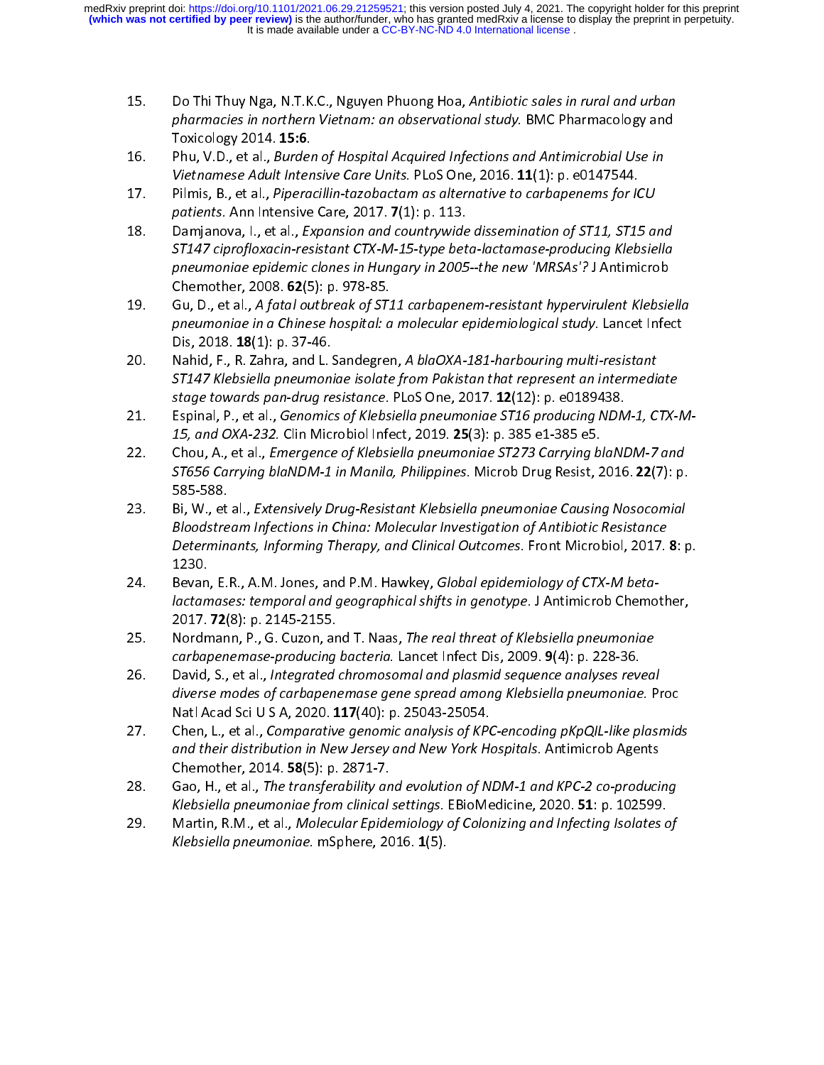15. Do Thi Thuy Nga, N.T.K.C., Nguyen Phuong Hoa, *Antibiotic sales in rural and urban pharmacies in northern Vietnam: an observational study.* BMC Pharmacology and Toxicology 2014. **15:6**.
16. Phu, V.D., et al., *Burden of Hospital Acquired Infections and Antimicrobial Use in Vietnamese Adult Intensive Care Units.* PLoS One, 2016. **11**(1): p. e0147544.
17. Pilmis, B., et al., *Piperacillin-tazobactam as alternative to carbapenems for ICU patients.* Ann Intensive Care, 2017. **7**(1): p. 113.
18. Damjanova, I., et al., *Expansion and countrywide dissemination of ST11, ST15 and ST147 ciprofloxacin-resistant CTX-M-15-type beta-lactamase-producing Klebsiella pneumoniae epidemic clones in Hungary in 2005--the new 'MRSAs'?* J Antimicrob Chemother, 2008. **62**(5): p. 978-85.
19. Gu, D., et al., *A fatal outbreak of ST11 carbapenem-resistant hypervirulent Klebsiella pneumoniae in a Chinese hospital: a molecular epidemiological study.* Lancet Infect Dis, 2018. **18**(1): p. 37-46.
20. Nahid, F., R. Zahra, and L. Sandegren, *A blaOXA-181-harbouring multi-resistant ST147 Klebsiella pneumoniae isolate from Pakistan that represent an intermediate stage towards pan-drug resistance.* PLoS One, 2017. **12**(12): p. e0189438.
21. Espinal, P., et al., *Genomics of Klebsiella pneumoniae ST16 producing NDM-1, CTX-M-15, and OXA-232.* Clin Microbiol Infect, 2019. **25**(3): p. 385 e1-385 e5.
22. Chou, A., et al., *Emergence of Klebsiella pneumoniae ST273 Carrying blaNDM-7 and ST656 Carrying blaNDM-1 in Manila, Philippines.* Microb Drug Resist, 2016. **22**(7): p. 585-588.
23. Bi, W., et al., *Extensively Drug-Resistant Klebsiella pneumoniae Causing Nosocomial Bloodstream Infections in China: Molecular Investigation of Antibiotic Resistance Determinants, Informing Therapy, and Clinical Outcomes.* Front Microbiol, 2017. **8**: p. 1230.
24. Bevan, E.R., A.M. Jones, and P.M. Hawkey, *Global epidemiology of CTX-M beta-lactamases: temporal and geographical shifts in genotype.* J Antimicrob Chemother, 2017. **72**(8): p. 2145-2155.
25. Nordmann, P., G. Cuzon, and T. Naas, *The real threat of Klebsiella pneumoniae carbapenemase-producing bacteria.* Lancet Infect Dis, 2009. **9**(4): p. 228-36.
26. David, S., et al., *Integrated chromosomal and plasmid sequence analyses reveal diverse modes of carbapenemase gene spread among Klebsiella pneumoniae.* Proc Natl Acad Sci U S A, 2020. **117**(40): p. 25043-25054.
27. Chen, L., et al., *Comparative genomic analysis of KPC-encoding pKpQIL-like plasmids and their distribution in New Jersey and New York Hospitals.* Antimicrob Agents Chemother, 2014. **58**(5): p. 2871-7.
28. Gao, H., et al., *The transferability and evolution of NDM-1 and KPC-2 co-producing Klebsiella pneumoniae from clinical settings.* EBioMedicine, 2020. **51**: p. 102599.
29. Martin, R.M., et al., *Molecular Epidemiology of Colonizing and Infecting Isolates of Klebsiella pneumoniae.* mSphere, 2016. **1**(5).